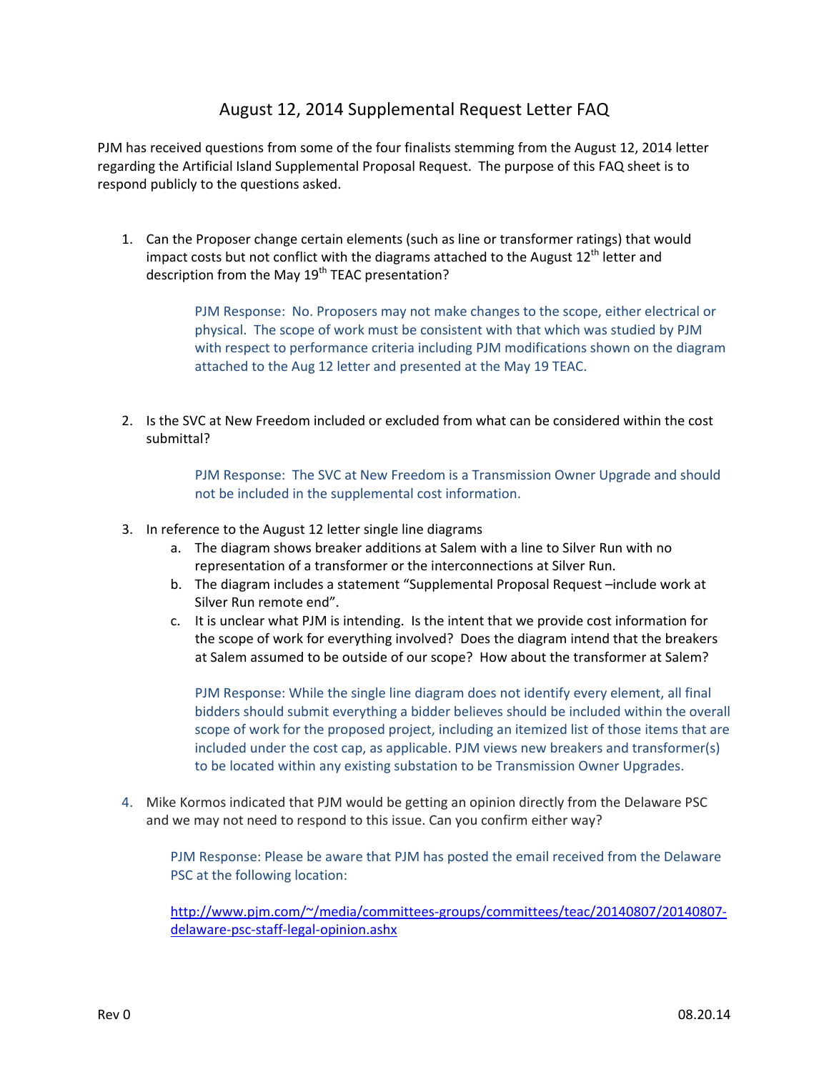# August 12, 2014 Supplemental Request Letter FAQ

PJM has received questions from some of the four finalists stemming from the August 12, 2014 letter regarding the Artificial Island Supplemental Proposal Request. The purpose of this FAQ sheet is to respond publicly to the questions asked.

1. Can the Proposer change certain elements (such as line or transformer ratings) that would impact costs but not conflict with the diagrams attached to the August 12th letter and description from the May 19th TEAC presentation?

   PJM Response: No. Proposers may not make changes to the scope, either electrical or physical. The scope of work must be consistent with that which was studied by PJM with respect to performance criteria including PJM modifications shown on the diagram attached to the Aug 12 letter and presented at the May 19 TEAC.

2. Is the SVC at New Freedom included or excluded from what can be considered within the cost submittal?

   PJM Response: The SVC at New Freedom is a Transmission Owner Upgrade and should not be included in the supplemental cost information.

3. In reference to the August 12 letter single line diagrams
   a. The diagram shows breaker additions at Salem with a line to Silver Run with no representation of a transformer or the interconnections at Silver Run.
   b. The diagram includes a statement "Supplemental Proposal Request –include work at Silver Run remote end".
   c. It is unclear what PJM is intending. Is the intent that we provide cost information for the scope of work for everything involved? Does the diagram intend that the breakers at Salem assumed to be outside of our scope? How about the transformer at Salem?

   PJM Response: While the single line diagram does not identify every element, all final bidders should submit everything a bidder believes should be included within the overall scope of work for the proposed project, including an itemized list of those items that are included under the cost cap, as applicable. PJM views new breakers and transformer(s) to be located within any existing substation to be Transmission Owner Upgrades.

4. Mike Kormos indicated that PJM would be getting an opinion directly from the Delaware PSC and we may not need to respond to this issue. Can you confirm either way?

   PJM Response: Please be aware that PJM has posted the email received from the Delaware PSC at the following location:

   http://www.pjm.com/~/media/committees-groups/committees/teac/20140807/20140807-delaware-psc-staff-legal-opinion.ashx

Rev 0 08.20.14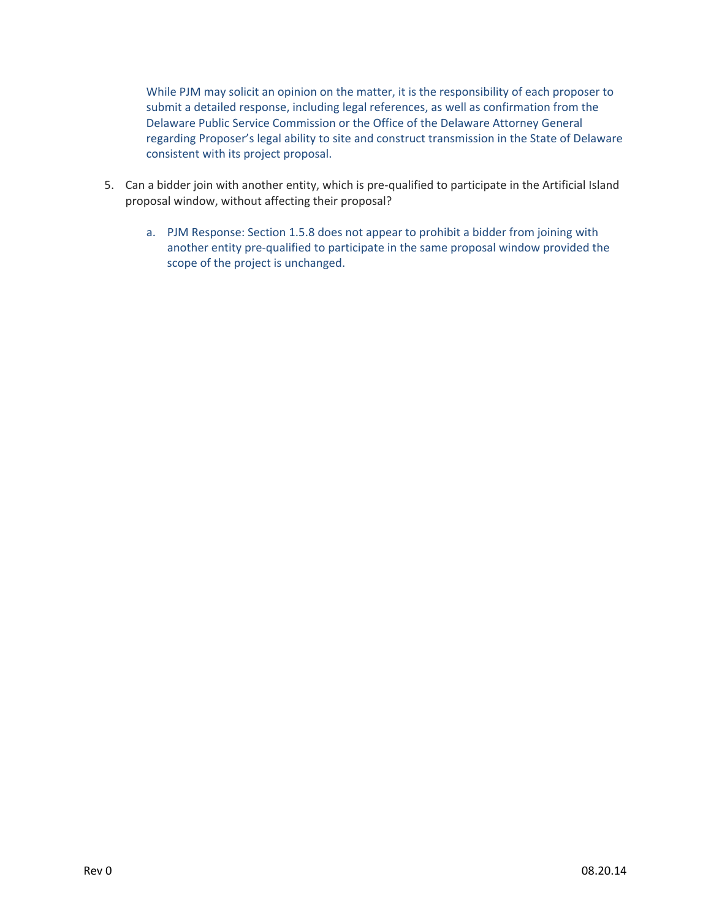While PJM may solicit an opinion on the matter, it is the responsibility of each proposer to submit a detailed response, including legal references, as well as confirmation from the Delaware Public Service Commission or the Office of the Delaware Attorney General regarding Proposer's legal ability to site and construct transmission in the State of Delaware consistent with its project proposal.

5. Can a bidder join with another entity, which is pre-qualified to participate in the Artificial Island proposal window, without affecting their proposal?

    a. PJM Response: Section 1.5.8 does not appear to prohibit a bidder from joining with another entity pre-qualified to participate in the same proposal window provided the scope of the project is unchanged.